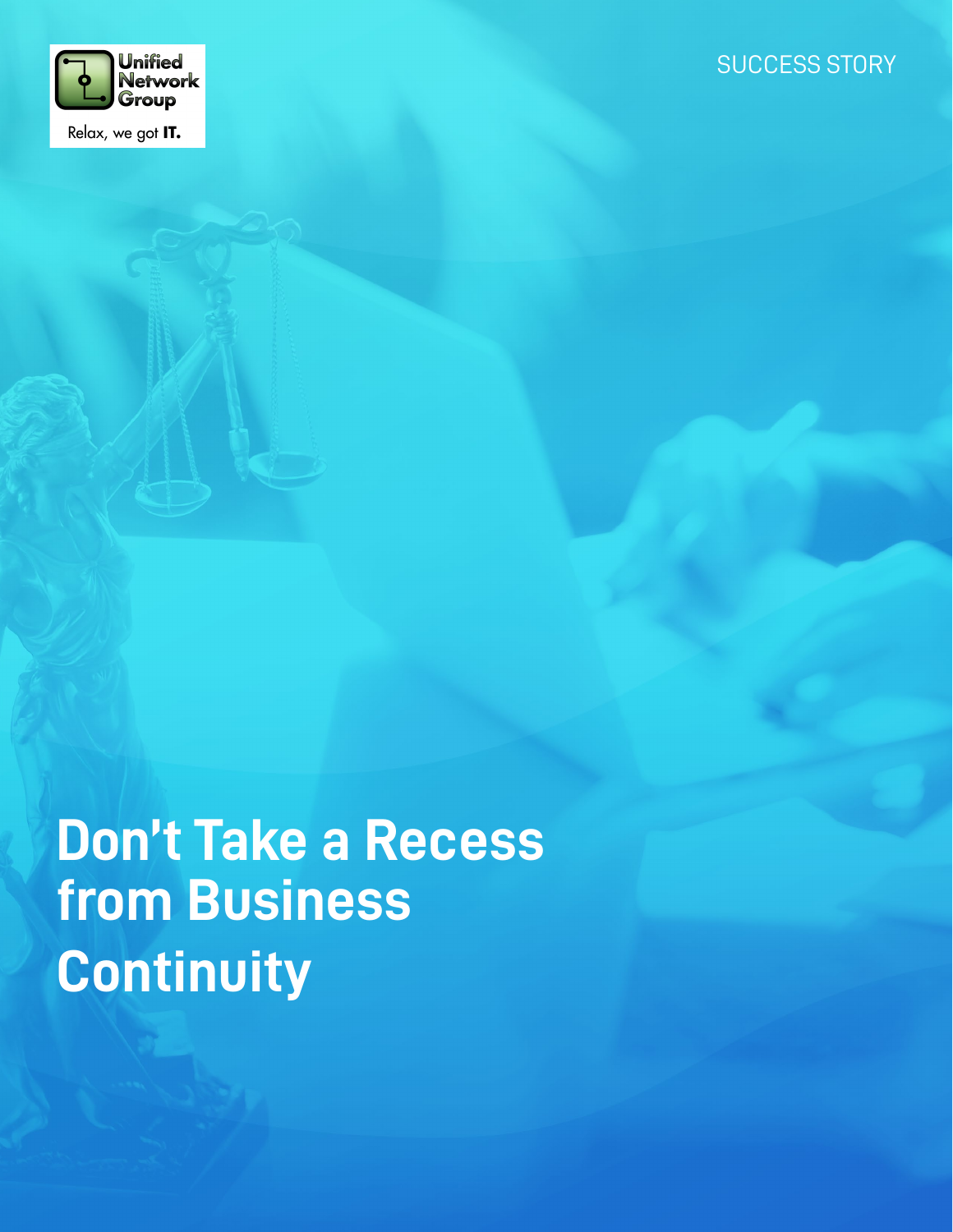Unified Network Group

Relax, we got **IT.**

SUCCESS STORY

# Don't Take a Recess from Business Continuity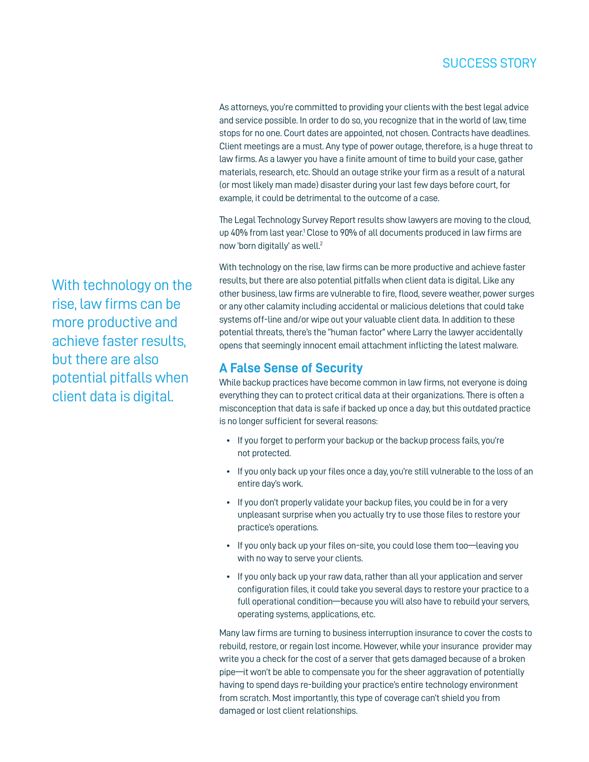As attorneys, you're committed to providing your clients with the best legal advice and service possible. In order to do so, you recognize that in the world of law, time stops for no one. Court dates are appointed, not chosen. Contracts have deadlines. Client meetings are a must. Any type of power outage, therefore, is a huge threat to law firms. As a lawyer you have a finite amount of time to build your case, gather materials, research, etc. Should an outage strike your firm as a result of a natural (or most likely man made) disaster during your last few days before court, for example, it could be detrimental to the outcome of a case.

The Legal Technology Survey Report results show lawyers are moving to the cloud, up 40% from last year.[1] Close to 90% of all documents produced in law firms are now 'born digitally' as well.[2]

With technology on the rise, law firms can be more productive and achieve faster results, but there are also potential pitfalls when client data is digital.

With technology on the rise, law firms can be more productive and achieve faster results, but there are also potential pitfalls when client data is digital. Like any other business, law firms are vulnerable to fire, flood, severe weather, power surges or any other calamity including accidental or malicious deletions that could take systems off-line and/or wipe out your valuable client data. In addition to these potential threats, there's the "human factor" where Larry the lawyer accidentally opens that seemingly innocent email attachment inflicting the latest malware.

## A False Sense of Security

While backup practices have become common in law firms, not everyone is doing everything they can to protect critical data at their organizations. There is often a misconception that data is safe if backed up once a day, but this outdated practice is no longer sufficient for several reasons:

- If you forget to perform your backup or the backup process fails, you're not protected.
- If you only back up your files once a day, you're still vulnerable to the loss of an entire day's work.
- If you don't properly validate your backup files, you could be in for a very unpleasant surprise when you actually try to use those files to restore your practice's operations.
- If you only back up your files on-site, you could lose them too—leaving you with no way to serve your clients.
- If you only back up your raw data, rather than all your application and server configuration files, it could take you several days to restore your practice to a full operational condition—because you will also have to rebuild your servers, operating systems, applications, etc.

Many law firms are turning to business interruption insurance to cover the costs to rebuild, restore, or regain lost income. However, while your insurance provider may write you a check for the cost of a server that gets damaged because of a broken pipe—it won't be able to compensate you for the sheer aggravation of potentially having to spend days re-building your practice's entire technology environment from scratch. Most importantly, this type of coverage can't shield you from damaged or lost client relationships.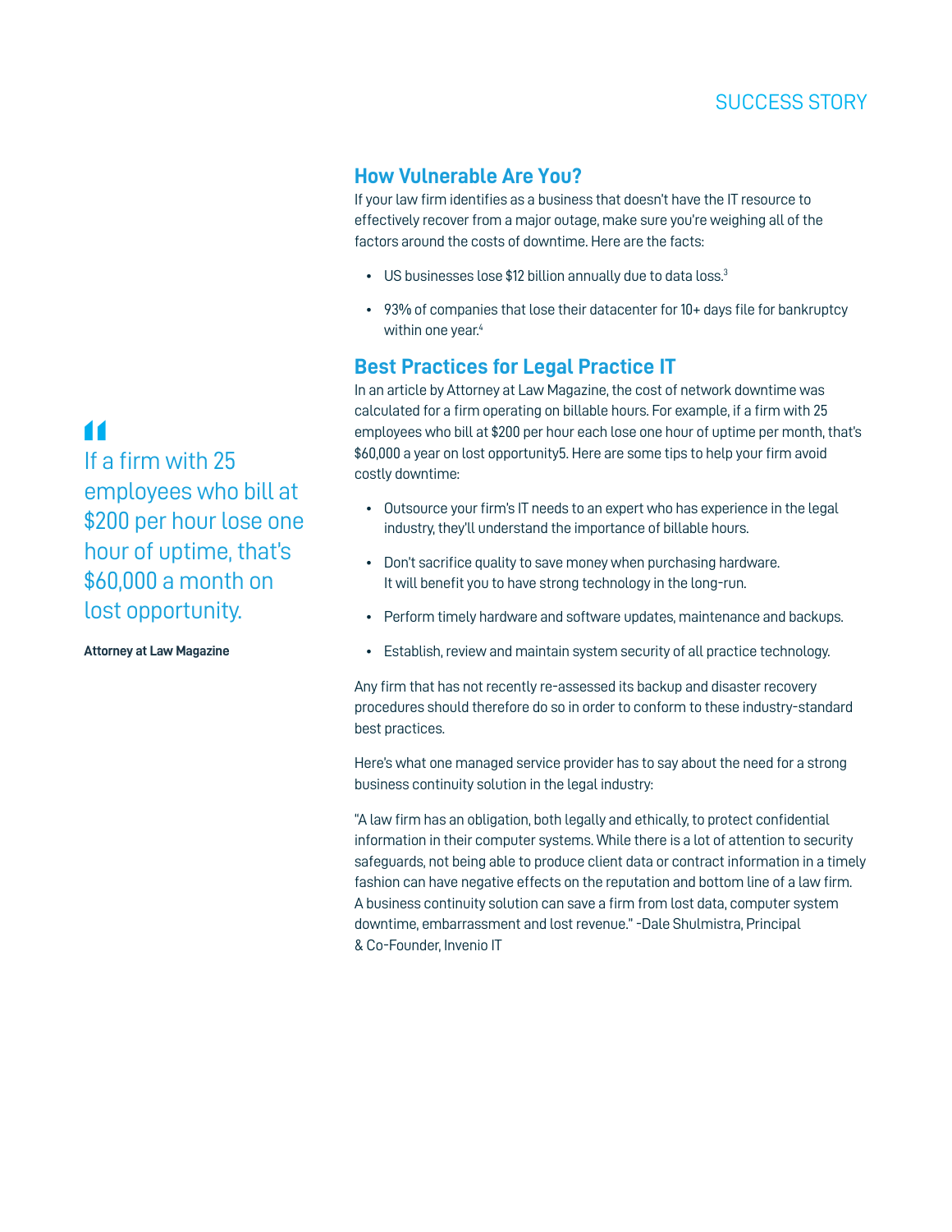## How Vulnerable Are You?

If your law firm identifies as a business that doesn't have the IT resource to effectively recover from a major outage, make sure you're weighing all of the factors around the costs of downtime. Here are the facts:

- US businesses lose $12 billion annually due to data loss.[3]
- 93% of companies that lose their datacenter for 10+ days file for bankruptcy within one year.[4]

## Best Practices for Legal Practice IT

In an article by Attorney at Law Magazine, the cost of network downtime was calculated for a firm operating on billable hours. For example, if a firm with 25 employees who bill at $200 per hour each lose one hour of uptime per month, that's $60,000 a year on lost opportunity5. Here are some tips to help your firm avoid costly downtime:

- Outsource your firm's IT needs to an expert who has experience in the legal industry, they'll understand the importance of billable hours.
- Don't sacrifice quality to save money when purchasing hardware. It will benefit you to have strong technology in the long-run.
- Perform timely hardware and software updates, maintenance and backups.
- Establish, review and maintain system security of all practice technology.

> If a firm with 25 employees who bill at $200 per hour lose one hour of uptime, that's $60,000 a month on lost opportunity.
>
> **Attorney at Law Magazine**

Any firm that has not recently re-assessed its backup and disaster recovery procedures should therefore do so in order to conform to these industry-standard best practices.

Here's what one managed service provider has to say about the need for a strong business continuity solution in the legal industry:

"A law firm has an obligation, both legally and ethically, to protect confidential information in their computer systems. While there is a lot of attention to security safeguards, not being able to produce client data or contract information in a timely fashion can have negative effects on the reputation and bottom line of a law firm. A business continuity solution can save a firm from lost data, computer system downtime, embarrassment and lost revenue." -Dale Shulmistra, Principal & Co-Founder, Invenio IT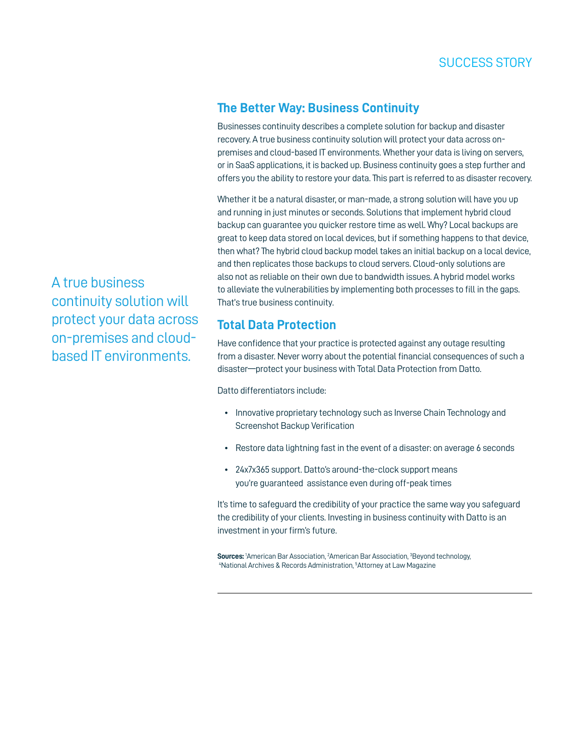## The Better Way: Business Continuity

Businesses continuity describes a complete solution for backup and disaster recovery. A true business continuity solution will protect your data across on-premises and cloud-based IT environments. Whether your data is living on servers, or in SaaS applications, it is backed up. Business continuity goes a step further and offers you the ability to restore your data. This part is referred to as disaster recovery.

Whether it be a natural disaster, or man-made, a strong solution will have you up and running in just minutes or seconds. Solutions that implement hybrid cloud backup can guarantee you quicker restore time as well. Why? Local backups are great to keep data stored on local devices, but if something happens to that device, then what? The hybrid cloud backup model takes an initial backup on a local device, and then replicates those backups to cloud servers. Cloud-only solutions are also not as reliable on their own due to bandwidth issues. A hybrid model works to alleviate the vulnerabilities by implementing both processes to fill in the gaps. That's true business continuity.

A true business continuity solution will protect your data across on-premises and cloud-based IT environments.

## Total Data Protection

Have confidence that your practice is protected against any outage resulting from a disaster. Never worry about the potential financial consequences of such a disaster—protect your business with Total Data Protection from Datto.

Datto differentiators include:

- Innovative proprietary technology such as Inverse Chain Technology and Screenshot Backup Verification
- Restore data lightning fast in the event of a disaster: on average 6 seconds
- 24x7x365 support. Datto's around-the-clock support means you're guaranteed assistance even during off-peak times

It's time to safeguard the credibility of your practice the same way you safeguard the credibility of your clients. Investing in business continuity with Datto is an investment in your firm's future.

**Sources:** [1]American Bar Association, [2]American Bar Association, [3]Beyond technology, [4]National Archives & Records Administration, [5]Attorney at Law Magazine